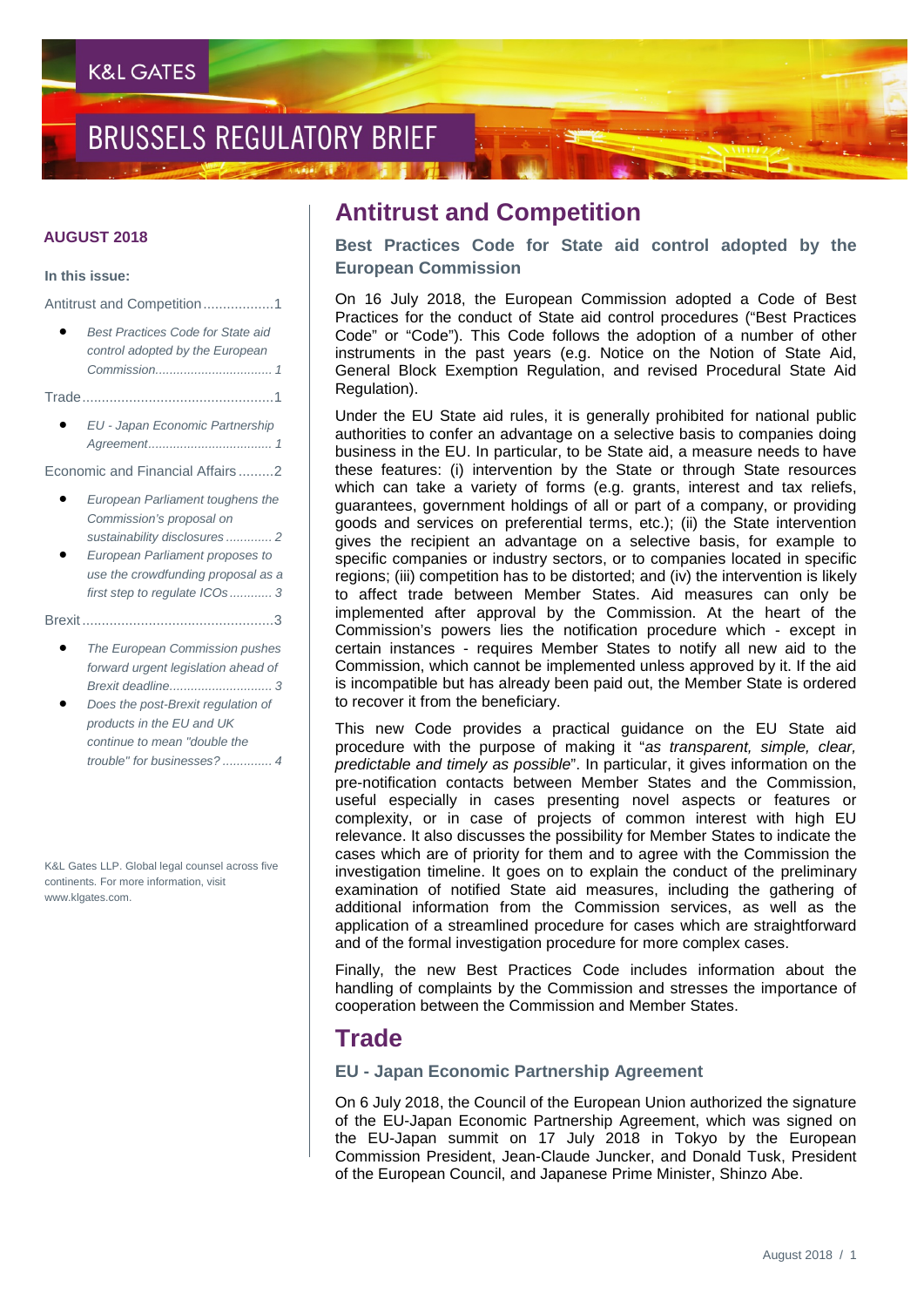# BRUSSELS REGULATORY BRIEF

**AUGUST 2018**

**In this issue:**

- Antitrust and Competition .................. 1
  - *Best Practices Code for State aid control adopted by the European Commission ................................ 1*
- Trade .................................................. 1
  - *EU - Japan Economic Partnership Agreement .................................. 1*
- Economic and Financial Affairs ......... 2
  - *European Parliament toughens the Commission's proposal on sustainability disclosures ............ 2*
  - *European Parliament proposes to use the crowdfunding proposal as a first step to regulate ICOs ........... 3*
- Brexit .................................................. 3
  - *The European Commission pushes forward urgent legislation ahead of Brexit deadline............................ 3*
  - *Does the post-Brexit regulation of products in the EU and UK continue to mean "double the trouble" for businesses? ............. 4*

K&L Gates LLP. Global legal counsel across five continents. For more information, visit www.klgates.com.

## Antitrust and Competition

### Best Practices Code for State aid control adopted by the European Commission

On 16 July 2018, the European Commission adopted a Code of Best Practices for the conduct of State aid control procedures ("Best Practices Code" or "Code"). This Code follows the adoption of a number of other instruments in the past years (e.g. Notice on the Notion of State Aid, General Block Exemption Regulation, and revised Procedural State Aid Regulation).

Under the EU State aid rules, it is generally prohibited for national public authorities to confer an advantage on a selective basis to companies doing business in the EU. In particular, to be State aid, a measure needs to have these features: (i) intervention by the State or through State resources which can take a variety of forms (e.g. grants, interest and tax reliefs, guarantees, government holdings of all or part of a company, or providing goods and services on preferential terms, etc.); (ii) the State intervention gives the recipient an advantage on a selective basis, for example to specific companies or industry sectors, or to companies located in specific regions; (iii) competition has to be distorted; and (iv) the intervention is likely to affect trade between Member States. Aid measures can only be implemented after approval by the Commission. At the heart of the Commission's powers lies the notification procedure which - except in certain instances - requires Member States to notify all new aid to the Commission, which cannot be implemented unless approved by it. If the aid is incompatible but has already been paid out, the Member State is ordered to recover it from the beneficiary.

This new Code provides a practical guidance on the EU State aid procedure with the purpose of making it "*as transparent, simple, clear, predictable and timely as possible*". In particular, it gives information on the pre-notification contacts between Member States and the Commission, useful especially in cases presenting novel aspects or features or complexity, or in case of projects of common interest with high EU relevance. It also discusses the possibility for Member States to indicate the cases which are of priority for them and to agree with the Commission the investigation timeline. It goes on to explain the conduct of the preliminary examination of notified State aid measures, including the gathering of additional information from the Commission services, as well as the application of a streamlined procedure for cases which are straightforward and of the formal investigation procedure for more complex cases.

Finally, the new Best Practices Code includes information about the handling of complaints by the Commission and stresses the importance of cooperation between the Commission and Member States.

## Trade

### EU - Japan Economic Partnership Agreement

On 6 July 2018, the Council of the European Union authorized the signature of the EU-Japan Economic Partnership Agreement, which was signed on the EU-Japan summit on 17 July 2018 in Tokyo by the European Commission President, Jean-Claude Juncker, and Donald Tusk, President of the European Council, and Japanese Prime Minister, Shinzo Abe.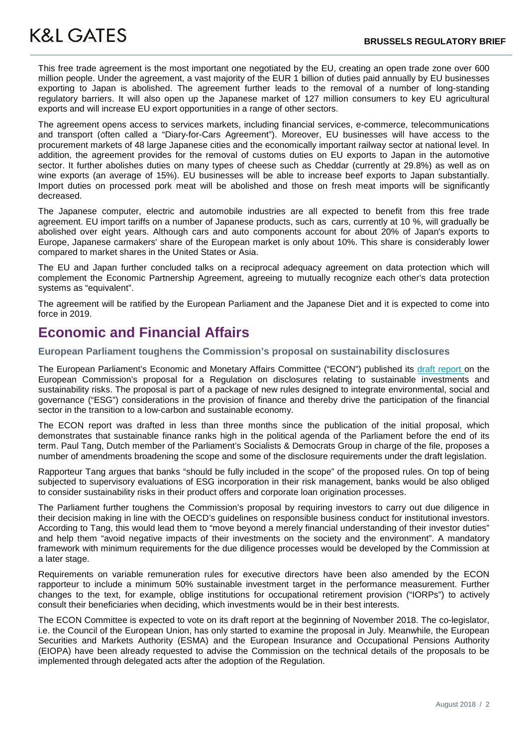This free trade agreement is the most important one negotiated by the EU, creating an open trade zone over 600 million people. Under the agreement, a vast majority of the EUR 1 billion of duties paid annually by EU businesses exporting to Japan is abolished. The agreement further leads to the removal of a number of long-standing regulatory barriers. It will also open up the Japanese market of 127 million consumers to key EU agricultural exports and will increase EU export opportunities in a range of other sectors.

The agreement opens access to services markets, including financial services, e-commerce, telecommunications and transport (often called a "Diary-for-Cars Agreement"). Moreover, EU businesses will have access to the procurement markets of 48 large Japanese cities and the economically important railway sector at national level. In addition, the agreement provides for the removal of customs duties on EU exports to Japan in the automotive sector. It further abolishes duties on many types of cheese such as Cheddar (currently at 29.8%) as well as on wine exports (an average of 15%). EU businesses will be able to increase beef exports to Japan substantially. Import duties on processed pork meat will be abolished and those on fresh meat imports will be significantly decreased.

The Japanese computer, electric and automobile industries are all expected to benefit from this free trade agreement. EU import tariffs on a number of Japanese products, such as cars, currently at 10 %, will gradually be abolished over eight years. Although cars and auto components account for about 20% of Japan's exports to Europe, Japanese carmakers' share of the European market is only about 10%. This share is considerably lower compared to market shares in the United States or Asia.

The EU and Japan further concluded talks on a reciprocal adequacy agreement on data protection which will complement the Economic Partnership Agreement, agreeing to mutually recognize each other's data protection systems as "equivalent".

The agreement will be ratified by the European Parliament and the Japanese Diet and it is expected to come into force in 2019.

## Economic and Financial Affairs

### European Parliament toughens the Commission's proposal on sustainability disclosures

The European Parliament's Economic and Monetary Affairs Committee ("ECON") published its draft report on the European Commission's proposal for a Regulation on disclosures relating to sustainable investments and sustainability risks. The proposal is part of a package of new rules designed to integrate environmental, social and governance ("ESG") considerations in the provision of finance and thereby drive the participation of the financial sector in the transition to a low-carbon and sustainable economy.

The ECON report was drafted in less than three months since the publication of the initial proposal, which demonstrates that sustainable finance ranks high in the political agenda of the Parliament before the end of its term. Paul Tang, Dutch member of the Parliament's Socialists & Democrats Group in charge of the file, proposes a number of amendments broadening the scope and some of the disclosure requirements under the draft legislation.

Rapporteur Tang argues that banks "should be fully included in the scope" of the proposed rules. On top of being subjected to supervisory evaluations of ESG incorporation in their risk management, banks would be also obliged to consider sustainability risks in their product offers and corporate loan origination processes.

The Parliament further toughens the Commission's proposal by requiring investors to carry out due diligence in their decision making in line with the OECD's guidelines on responsible business conduct for institutional investors. According to Tang, this would lead them to "move beyond a merely financial understanding of their investor duties" and help them "avoid negative impacts of their investments on the society and the environment". A mandatory framework with minimum requirements for the due diligence processes would be developed by the Commission at a later stage.

Requirements on variable remuneration rules for executive directors have been also amended by the ECON rapporteur to include a minimum 50% sustainable investment target in the performance measurement. Further changes to the text, for example, oblige institutions for occupational retirement provision ("IORPs") to actively consult their beneficiaries when deciding, which investments would be in their best interests.

The ECON Committee is expected to vote on its draft report at the beginning of November 2018. The co-legislator, i.e. the Council of the European Union, has only started to examine the proposal in July. Meanwhile, the European Securities and Markets Authority (ESMA) and the European Insurance and Occupational Pensions Authority (EIOPA) have been already requested to advise the Commission on the technical details of the proposals to be implemented through delegated acts after the adoption of the Regulation.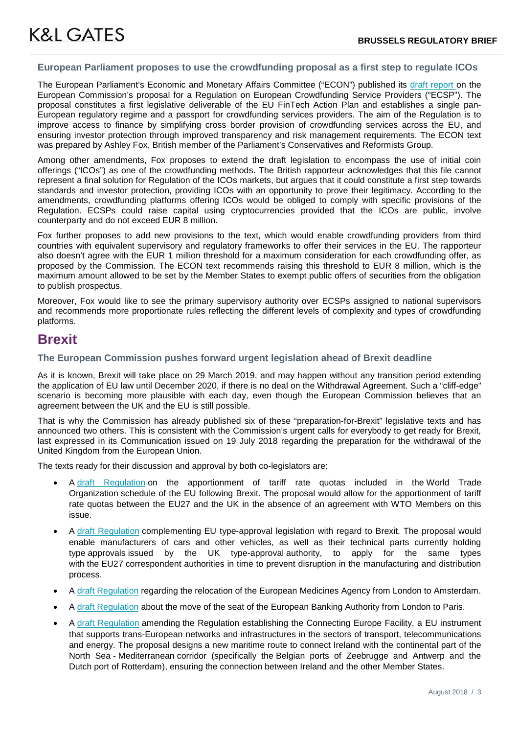### European Parliament proposes to use the crowdfunding proposal as a first step to regulate ICOs

The European Parliament's Economic and Monetary Affairs Committee ("ECON") published its draft report on the European Commission's proposal for a Regulation on European Crowdfunding Service Providers ("ECSP"). The proposal constitutes a first legislative deliverable of the EU FinTech Action Plan and establishes a single pan-European regulatory regime and a passport for crowdfunding services providers. The aim of the Regulation is to improve access to finance by simplifying cross border provision of crowdfunding services across the EU, and ensuring investor protection through improved transparency and risk management requirements. The ECON text was prepared by Ashley Fox, British member of the Parliament's Conservatives and Reformists Group.

Among other amendments, Fox proposes to extend the draft legislation to encompass the use of initial coin offerings ("ICOs") as one of the crowdfunding methods. The British rapporteur acknowledges that this file cannot represent a final solution for Regulation of the ICOs markets, but argues that it could constitute a first step towards standards and investor protection, providing ICOs with an opportunity to prove their legitimacy. According to the amendments, crowdfunding platforms offering ICOs would be obliged to comply with specific provisions of the Regulation. ECSPs could raise capital using cryptocurrencies provided that the ICOs are public, involve counterparty and do not exceed EUR 8 million.

Fox further proposes to add new provisions to the text, which would enable crowdfunding providers from third countries with equivalent supervisory and regulatory frameworks to offer their services in the EU. The rapporteur also doesn't agree with the EUR 1 million threshold for a maximum consideration for each crowdfunding offer, as proposed by the Commission. The ECON text recommends raising this threshold to EUR 8 million, which is the maximum amount allowed to be set by the Member States to exempt public offers of securities from the obligation to publish prospectus.

Moreover, Fox would like to see the primary supervisory authority over ECSPs assigned to national supervisors and recommends more proportionate rules reflecting the different levels of complexity and types of crowdfunding platforms.

## Brexit

### The European Commission pushes forward urgent legislation ahead of Brexit deadline

As it is known, Brexit will take place on 29 March 2019, and may happen without any transition period extending the application of EU law until December 2020, if there is no deal on the Withdrawal Agreement. Such a "cliff-edge" scenario is becoming more plausible with each day, even though the European Commission believes that an agreement between the UK and the EU is still possible.

That is why the Commission has already published six of these "preparation-for-Brexit" legislative texts and has announced two others. This is consistent with the Commission's urgent calls for everybody to get ready for Brexit, last expressed in its Communication issued on 19 July 2018 regarding the preparation for the withdrawal of the United Kingdom from the European Union.

The texts ready for their discussion and approval by both co-legislators are:

- A draft Regulation on the apportionment of tariff rate quotas included in the World Trade Organization schedule of the EU following Brexit. The proposal would allow for the apportionment of tariff rate quotas between the EU27 and the UK in the absence of an agreement with WTO Members on this issue.
- A draft Regulation complementing EU type-approval legislation with regard to Brexit. The proposal would enable manufacturers of cars and other vehicles, as well as their technical parts currently holding type approvals issued by the UK type-approval authority, to apply for the same types with the EU27 correspondent authorities in time to prevent disruption in the manufacturing and distribution process.
- A draft Regulation regarding the relocation of the European Medicines Agency from London to Amsterdam.
- A draft Regulation about the move of the seat of the European Banking Authority from London to Paris.
- A draft Regulation amending the Regulation establishing the Connecting Europe Facility, a EU instrument that supports trans-European networks and infrastructures in the sectors of transport, telecommunications and energy. The proposal designs a new maritime route to connect Ireland with the continental part of the North Sea - Mediterranean corridor (specifically the Belgian ports of Zeebrugge and Antwerp and the Dutch port of Rotterdam), ensuring the connection between Ireland and the other Member States.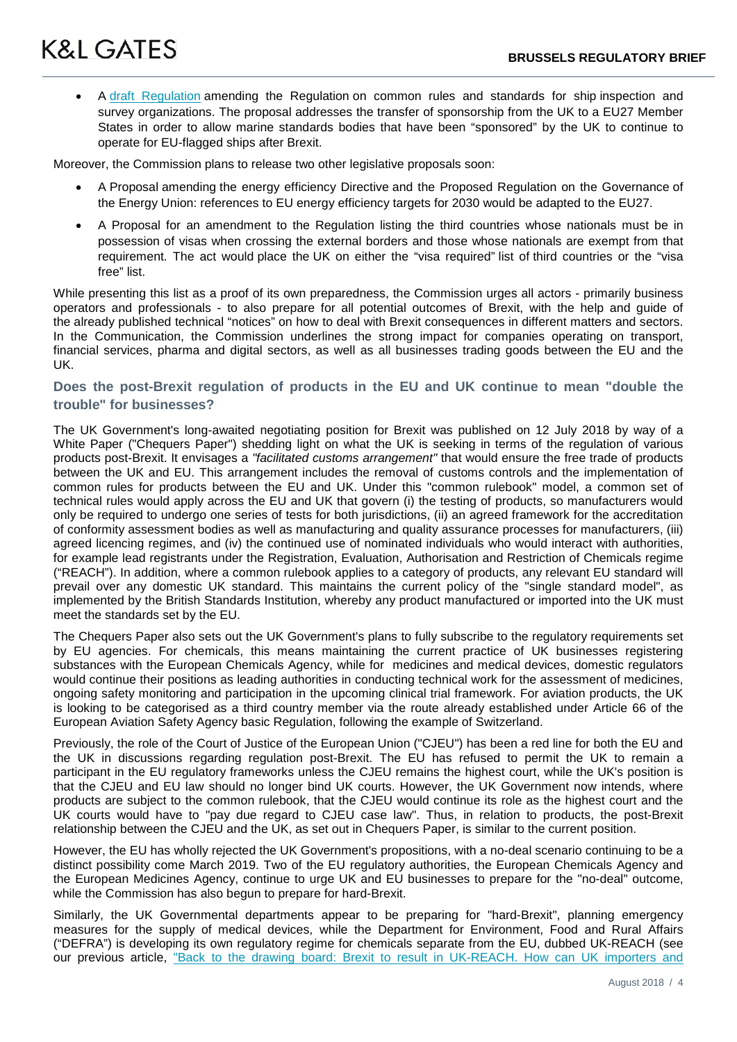- A [draft Regulation](#) amending the Regulation on common rules and standards for ship inspection and survey organizations. The proposal addresses the transfer of sponsorship from the UK to a EU27 Member States in order to allow marine standards bodies that have been "sponsored" by the UK to continue to operate for EU-flagged ships after Brexit.

Moreover, the Commission plans to release two other legislative proposals soon:

- A Proposal amending the energy efficiency Directive and the Proposed Regulation on the Governance of the Energy Union: references to EU energy efficiency targets for 2030 would be adapted to the EU27.
- A Proposal for an amendment to the Regulation listing the third countries whose nationals must be in possession of visas when crossing the external borders and those whose nationals are exempt from that requirement. The act would place the UK on either the "visa required" list of third countries or the "visa free" list.

While presenting this list as a proof of its own preparedness, the Commission urges all actors - primarily business operators and professionals - to also prepare for all potential outcomes of Brexit, with the help and guide of the already published technical "notices" on how to deal with Brexit consequences in different matters and sectors. In the Communication, the Commission underlines the strong impact for companies operating on transport, financial services, pharma and digital sectors, as well as all businesses trading goods between the EU and the UK.

## Does the post-Brexit regulation of products in the EU and UK continue to mean "double the trouble" for businesses?

The UK Government's long-awaited negotiating position for Brexit was published on 12 July 2018 by way of a White Paper ("Chequers Paper") shedding light on what the UK is seeking in terms of the regulation of various products post-Brexit. It envisages a *"facilitated customs arrangement"* that would ensure the free trade of products between the UK and EU. This arrangement includes the removal of customs controls and the implementation of common rules for products between the EU and UK. Under this "common rulebook" model, a common set of technical rules would apply across the EU and UK that govern (i) the testing of products, so manufacturers would only be required to undergo one series of tests for both jurisdictions, (ii) an agreed framework for the accreditation of conformity assessment bodies as well as manufacturing and quality assurance processes for manufacturers, (iii) agreed licencing regimes, and (iv) the continued use of nominated individuals who would interact with authorities, for example lead registrants under the Registration, Evaluation, Authorisation and Restriction of Chemicals regime ("REACH"). In addition, where a common rulebook applies to a category of products, any relevant EU standard will prevail over any domestic UK standard. This maintains the current policy of the "single standard model", as implemented by the British Standards Institution, whereby any product manufactured or imported into the UK must meet the standards set by the EU.

The Chequers Paper also sets out the UK Government's plans to fully subscribe to the regulatory requirements set by EU agencies. For chemicals, this means maintaining the current practice of UK businesses registering substances with the European Chemicals Agency, while for medicines and medical devices, domestic regulators would continue their positions as leading authorities in conducting technical work for the assessment of medicines, ongoing safety monitoring and participation in the upcoming clinical trial framework. For aviation products, the UK is looking to be categorised as a third country member via the route already established under Article 66 of the European Aviation Safety Agency basic Regulation, following the example of Switzerland.

Previously, the role of the Court of Justice of the European Union ("CJEU") has been a red line for both the EU and the UK in discussions regarding regulation post-Brexit. The EU has refused to permit the UK to remain a participant in the EU regulatory frameworks unless the CJEU remains the highest court, while the UK's position is that the CJEU and EU law should no longer bind UK courts. However, the UK Government now intends, where products are subject to the common rulebook, that the CJEU would continue its role as the highest court and the UK courts would have to "pay due regard to CJEU case law". Thus, in relation to products, the post-Brexit relationship between the CJEU and the UK, as set out in Chequers Paper, is similar to the current position.

However, the EU has wholly rejected the UK Government's propositions, with a no-deal scenario continuing to be a distinct possibility come March 2019. Two of the EU regulatory authorities, the European Chemicals Agency and the European Medicines Agency, continue to urge UK and EU businesses to prepare for the "no-deal" outcome, while the Commission has also begun to prepare for hard-Brexit.

Similarly, the UK Governmental departments appear to be preparing for "hard-Brexit", planning emergency measures for the supply of medical devices, while the Department for Environment, Food and Rural Affairs ("DEFRA") is developing its own regulatory regime for chemicals separate from the EU, dubbed UK-REACH (see our previous article, ["Back to the drawing board: Brexit to result in UK-REACH. How can UK importers and](#)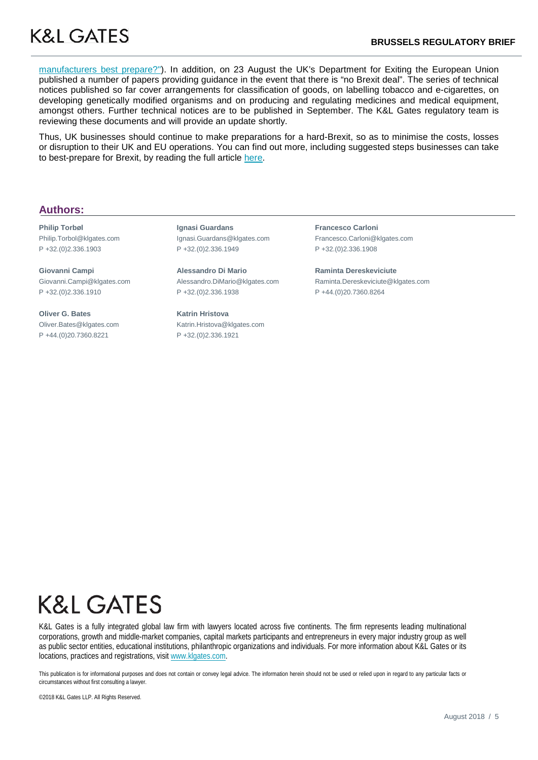manufacturers best prepare?"). In addition, on 23 August the UK's Department for Exiting the European Union published a number of papers providing guidance in the event that there is "no Brexit deal". The series of technical notices published so far cover arrangements for classification of goods, on labelling tobacco and e-cigarettes, on developing genetically modified organisms and on producing and regulating medicines and medical equipment, amongst others. Further technical notices are to be published in September. The K&L Gates regulatory team is reviewing these documents and will provide an update shortly.

Thus, UK businesses should continue to make preparations for a hard-Brexit, so as to minimise the costs, losses or disruption to their UK and EU operations. You can find out more, including suggested steps businesses can take to best-prepare for Brexit, by reading the full article here.

## Authors:

**Philip Torbøl**
Philip.Torbol@klgates.com
P +32.(0)2.336.1903

**Ignasi Guardans**
Ignasi.Guardans@klgates.com
P +32.(0)2.336.1949

**Francesco Carloni**
Francesco.Carloni@klgates.com
P +32.(0)2.336.1908

**Giovanni Campi**
Giovanni.Campi@klgates.com
P +32.(0)2.336.1910

**Alessandro Di Mario**
Alessandro.DiMario@klgates.com
P +32.(0)2.336.1938

**Raminta Dereskeviciute**
Raminta.Dereskeviciute@klgates.com
P +44.(0)20.7360.8264

**Oliver G. Bates**
Oliver.Bates@klgates.com
P +44.(0)20.7360.8221

**Katrin Hristova**
Katrin.Hristova@klgates.com
P +32.(0)2.336.1921

K&L GATES

K&L Gates is a fully integrated global law firm with lawyers located across five continents. The firm represents leading multinational corporations, growth and middle-market companies, capital markets participants and entrepreneurs in every major industry group as well as public sector entities, educational institutions, philanthropic organizations and individuals. For more information about K&L Gates or its locations, practices and registrations, visit www.klgates.com.

This publication is for informational purposes and does not contain or convey legal advice. The information herein should not be used or relied upon in regard to any particular facts or circumstances without first consulting a lawyer.

©2018 K&L Gates LLP. All Rights Reserved.